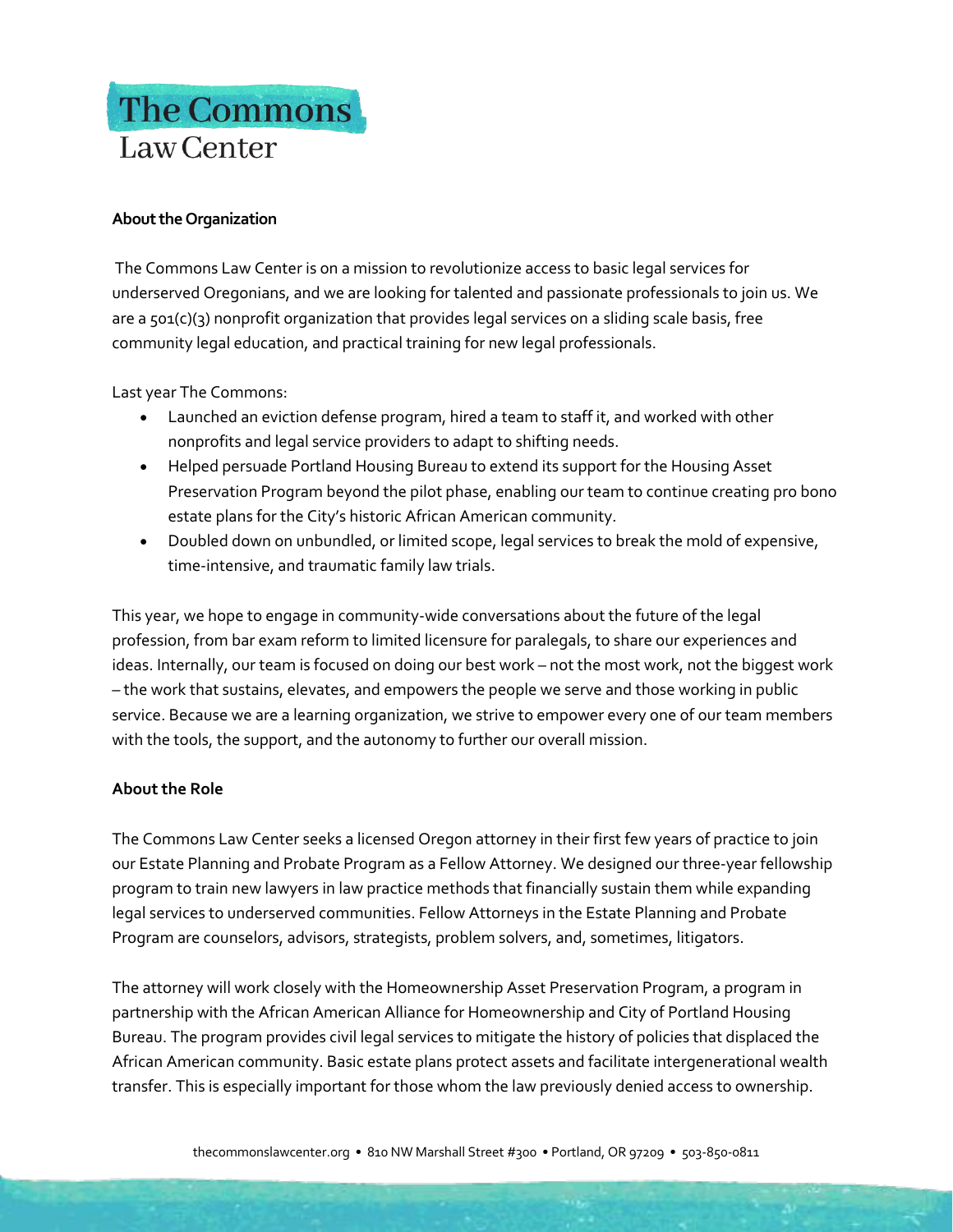# The Commons
Law Center

**About the Organization**

The Commons Law Center is on a mission to revolutionize access to basic legal services for underserved Oregonians, and we are looking for talented and passionate professionals to join us. We are a 501(c)(3) nonprofit organization that provides legal services on a sliding scale basis, free community legal education, and practical training for new legal professionals.

Last year The Commons:

- Launched an eviction defense program, hired a team to staff it, and worked with other nonprofits and legal service providers to adapt to shifting needs.
- Helped persuade Portland Housing Bureau to extend its support for the Housing Asset Preservation Program beyond the pilot phase, enabling our team to continue creating pro bono estate plans for the City's historic African American community.
- Doubled down on unbundled, or limited scope, legal services to break the mold of expensive, time-intensive, and traumatic family law trials.

This year, we hope to engage in community-wide conversations about the future of the legal profession, from bar exam reform to limited licensure for paralegals, to share our experiences and ideas. Internally, our team is focused on doing our best work – not the most work, not the biggest work – the work that sustains, elevates, and empowers the people we serve and those working in public service. Because we are a learning organization, we strive to empower every one of our team members with the tools, the support, and the autonomy to further our overall mission.

**About the Role**

The Commons Law Center seeks a licensed Oregon attorney in their first few years of practice to join our Estate Planning and Probate Program as a Fellow Attorney. We designed our three-year fellowship program to train new lawyers in law practice methods that financially sustain them while expanding legal services to underserved communities. Fellow Attorneys in the Estate Planning and Probate Program are counselors, advisors, strategists, problem solvers, and, sometimes, litigators.

The attorney will work closely with the Homeownership Asset Preservation Program, a program in partnership with the African American Alliance for Homeownership and City of Portland Housing Bureau. The program provides civil legal services to mitigate the history of policies that displaced the African American community. Basic estate plans protect assets and facilitate intergenerational wealth transfer. This is especially important for those whom the law previously denied access to ownership.

thecommonslawcenter.org • 810 NW Marshall Street #300 • Portland, OR 97209 • 503-850-0811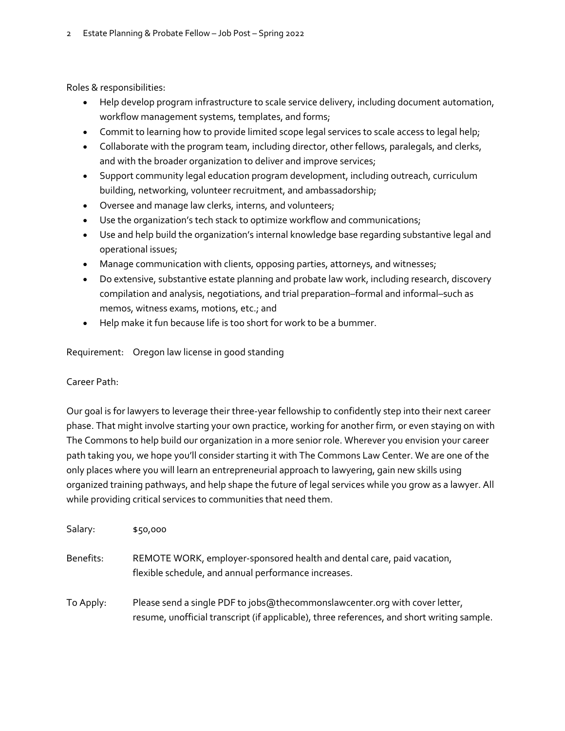Roles & responsibilities:

- Help develop program infrastructure to scale service delivery, including document automation, workflow management systems, templates, and forms;
- Commit to learning how to provide limited scope legal services to scale access to legal help;
- Collaborate with the program team, including director, other fellows, paralegals, and clerks, and with the broader organization to deliver and improve services;
- Support community legal education program development, including outreach, curriculum building, networking, volunteer recruitment, and ambassadorship;
- Oversee and manage law clerks, interns, and volunteers;
- Use the organization's tech stack to optimize workflow and communications;
- Use and help build the organization's internal knowledge base regarding substantive legal and operational issues;
- Manage communication with clients, opposing parties, attorneys, and witnesses;
- Do extensive, substantive estate planning and probate law work, including research, discovery compilation and analysis, negotiations, and trial preparation–formal and informal–such as memos, witness exams, motions, etc.; and
- Help make it fun because life is too short for work to be a bummer.

Requirement: Oregon law license in good standing

Career Path:

Our goal is for lawyers to leverage their three-year fellowship to confidently step into their next career phase. That might involve starting your own practice, working for another firm, or even staying on with The Commons to help build our organization in a more senior role. Wherever you envision your career path taking you, we hope you'll consider starting it with The Commons Law Center. We are one of the only places where you will learn an entrepreneurial approach to lawyering, gain new skills using organized training pathways, and help shape the future of legal services while you grow as a lawyer. All while providing critical services to communities that need them.

Salary: $50,000

Benefits: REMOTE WORK, employer-sponsored health and dental care, paid vacation, flexible schedule, and annual performance increases.

To Apply: Please send a single PDF to jobs@thecommonslawcenter.org with cover letter, resume, unofficial transcript (if applicable), three references, and short writing sample.